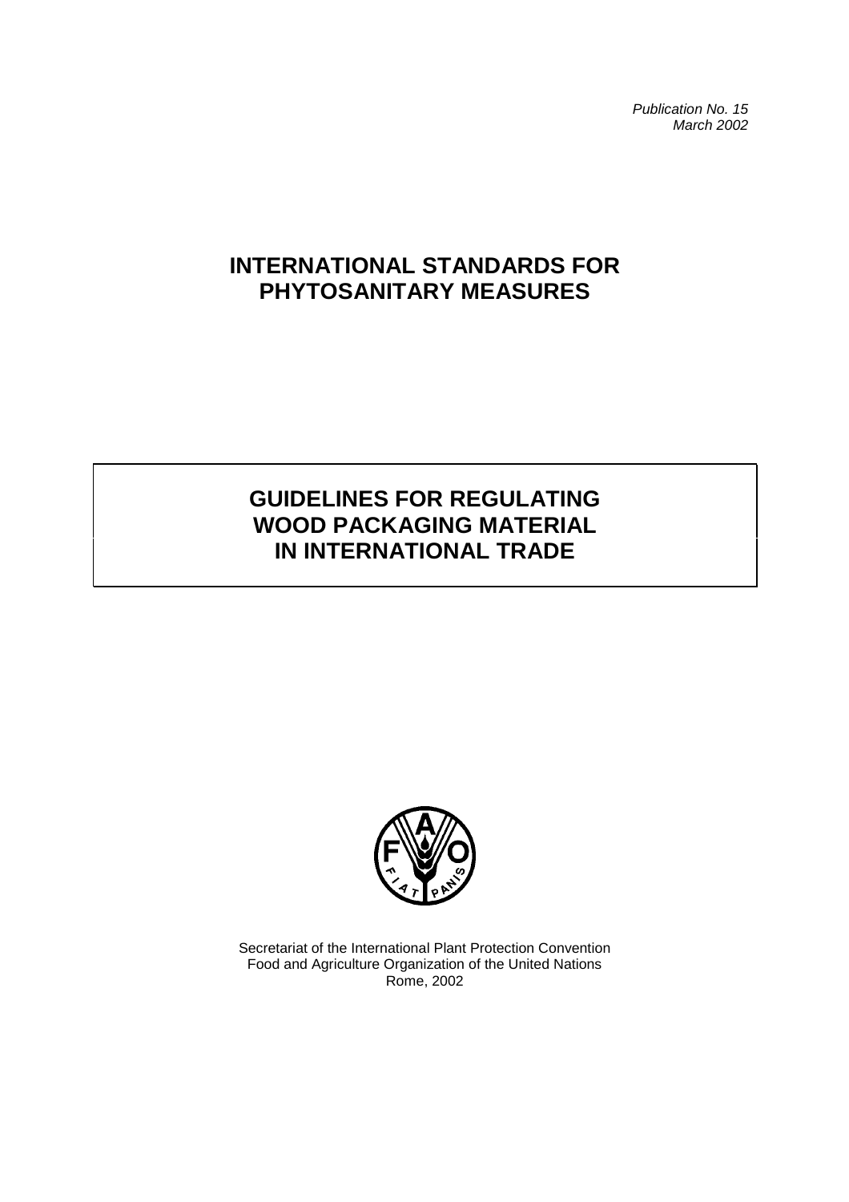*Publication No. 15*
*March 2002*

# INTERNATIONAL STANDARDS FOR PHYTOSANITARY MEASURES

# GUIDELINES FOR REGULATING WOOD PACKAGING MATERIAL IN INTERNATIONAL TRADE

Secretariat of the International Plant Protection Convention
Food and Agriculture Organization of the United Nations
Rome, 2002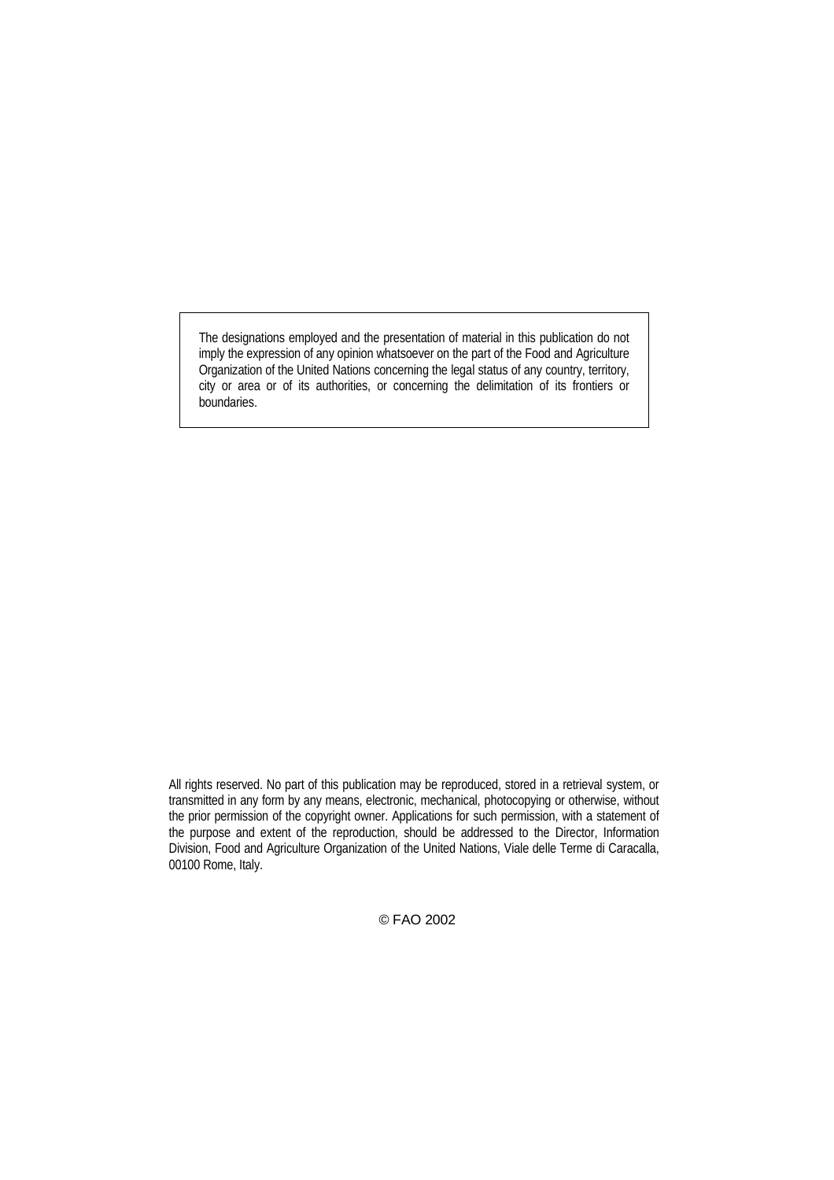The designations employed and the presentation of material in this publication do not imply the expression of any opinion whatsoever on the part of the Food and Agriculture Organization of the United Nations concerning the legal status of any country, territory, city or area or of its authorities, or concerning the delimitation of its frontiers or boundaries.

All rights reserved. No part of this publication may be reproduced, stored in a retrieval system, or transmitted in any form by any means, electronic, mechanical, photocopying or otherwise, without the prior permission of the copyright owner. Applications for such permission, with a statement of the purpose and extent of the reproduction, should be addressed to the Director, Information Division, Food and Agriculture Organization of the United Nations, Viale delle Terme di Caracalla, 00100 Rome, Italy.

© FAO 2002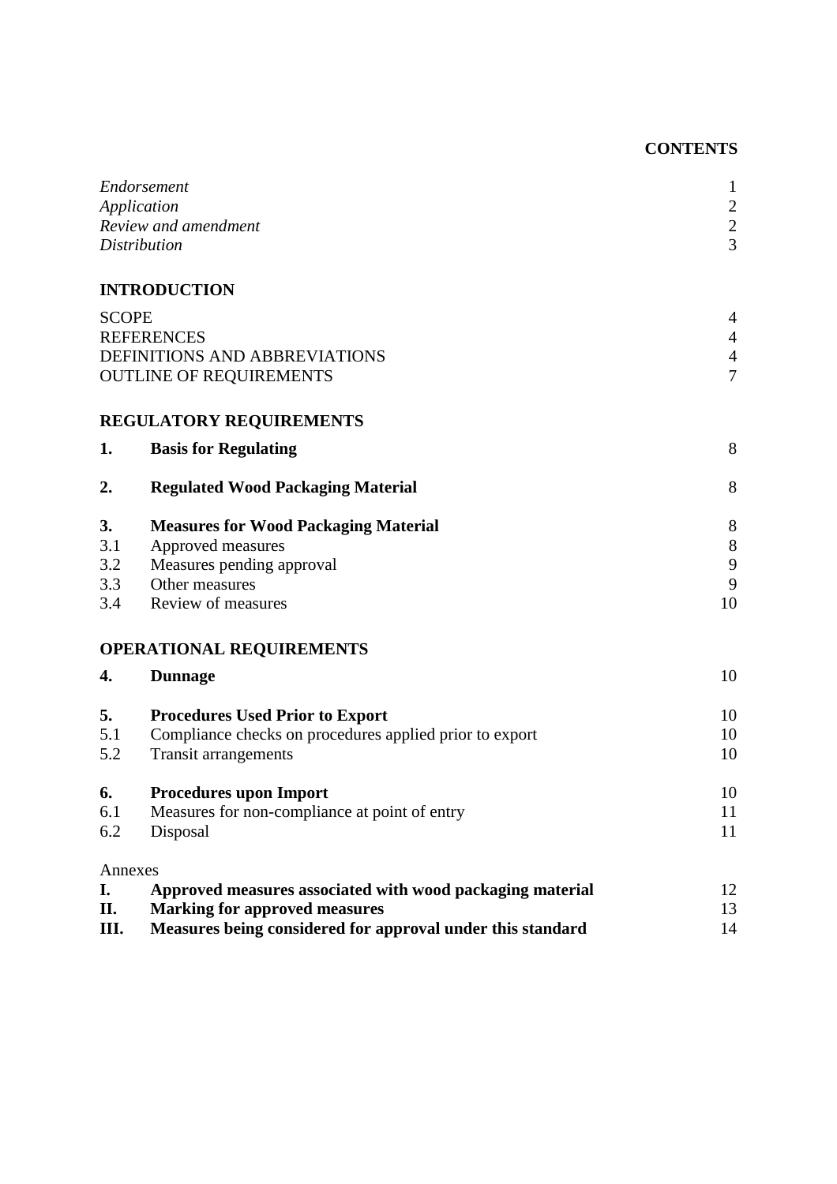## CONTENTS

| | | |
|---|---|---|
| *Endorsement* | | 1 |
| *Application* | | 2 |
| *Review and amendment* | | 2 |
| *Distribution* | | 3 |
| **INTRODUCTION** | | |
| SCOPE | | 4 |
| REFERENCES | | 4 |
| DEFINITIONS AND ABBREVIATIONS | | 4 |
| OUTLINE OF REQUIREMENTS | | 7 |
| **REGULATORY REQUIREMENTS** | | |
| **1.** | **Basis for Regulating** | 8 |
| **2.** | **Regulated Wood Packaging Material** | 8 |
| **3.** | **Measures for Wood Packaging Material** | 8 |
| 3.1 | Approved measures | 8 |
| 3.2 | Measures pending approval | 9 |
| 3.3 | Other measures | 9 |
| 3.4 | Review of measures | 10 |
| **OPERATIONAL REQUIREMENTS** | | |
| **4.** | **Dunnage** | 10 |
| **5.** | **Procedures Used Prior to Export** | 10 |
| 5.1 | Compliance checks on procedures applied prior to export | 10 |
| 5.2 | Transit arrangements | 10 |
| **6.** | **Procedures upon Import** | 10 |
| 6.1 | Measures for non-compliance at point of entry | 11 |
| 6.2 | Disposal | 11 |
| Annexes | | |
| **I.** | **Approved measures associated with wood packaging material** | 12 |
| **II.** | **Marking for approved measures** | 13 |
| **III.** | **Measures being considered for approval under this standard** | 14 |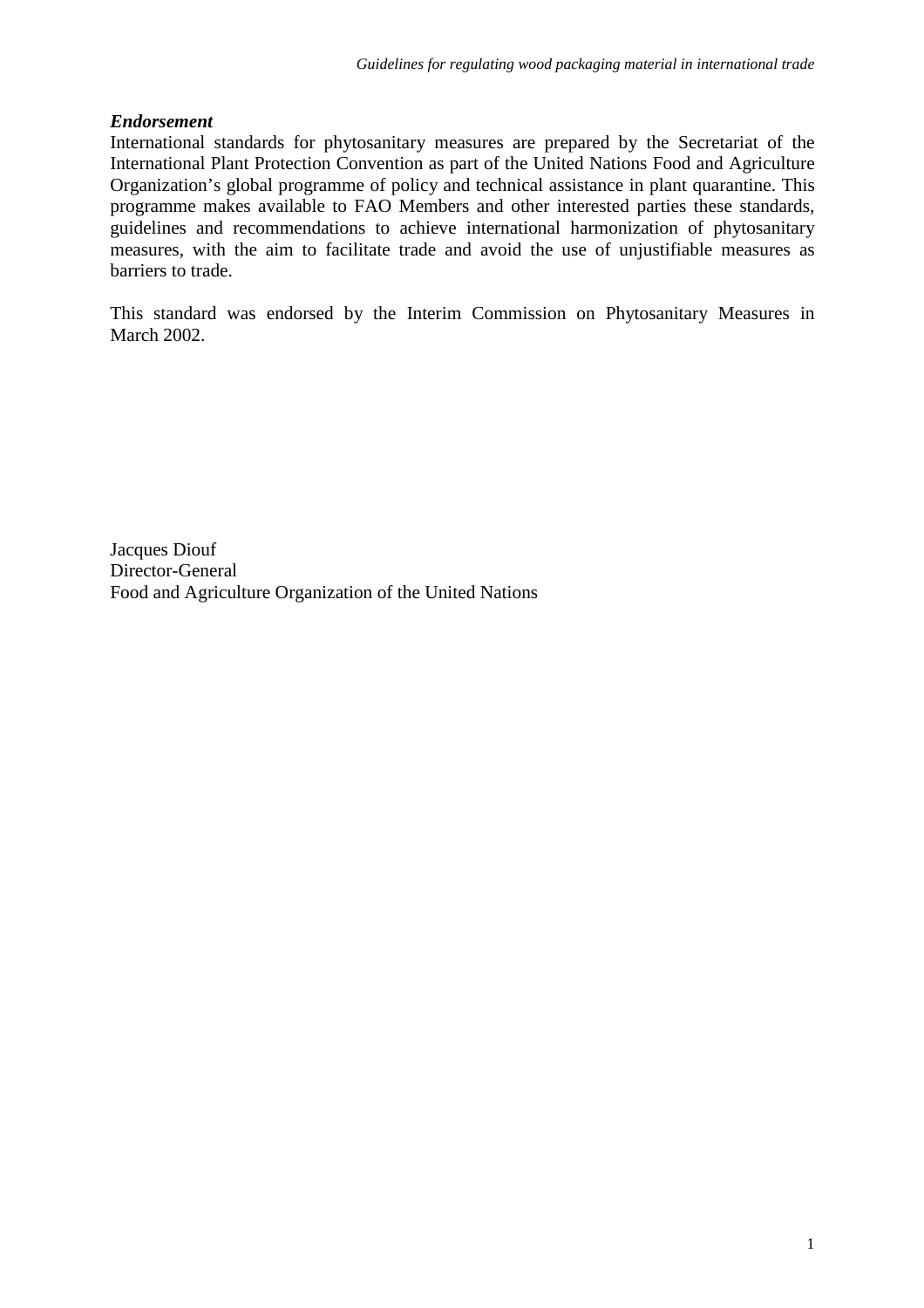***Endorsement***

International standards for phytosanitary measures are prepared by the Secretariat of the International Plant Protection Convention as part of the United Nations Food and Agriculture Organization's global programme of policy and technical assistance in plant quarantine. This programme makes available to FAO Members and other interested parties these standards, guidelines and recommendations to achieve international harmonization of phytosanitary measures, with the aim to facilitate trade and avoid the use of unjustifiable measures as barriers to trade.

This standard was endorsed by the Interim Commission on Phytosanitary Measures in March 2002.

Jacques Diouf
Director-General
Food and Agriculture Organization of the United Nations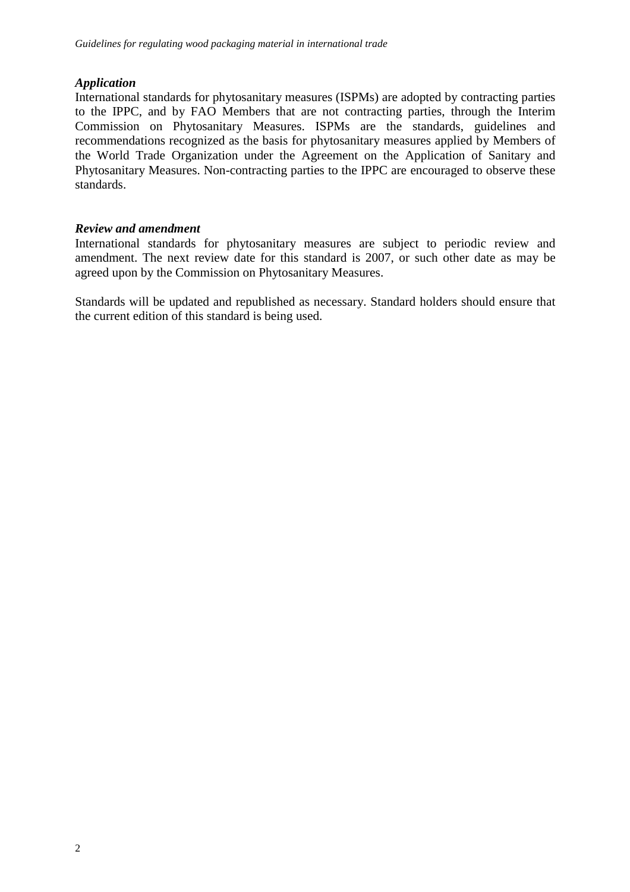### *Application*

International standards for phytosanitary measures (ISPMs) are adopted by contracting parties to the IPPC, and by FAO Members that are not contracting parties, through the Interim Commission on Phytosanitary Measures. ISPMs are the standards, guidelines and recommendations recognized as the basis for phytosanitary measures applied by Members of the World Trade Organization under the Agreement on the Application of Sanitary and Phytosanitary Measures. Non-contracting parties to the IPPC are encouraged to observe these standards.

### *Review and amendment*

International standards for phytosanitary measures are subject to periodic review and amendment. The next review date for this standard is 2007, or such other date as may be agreed upon by the Commission on Phytosanitary Measures.

Standards will be updated and republished as necessary. Standard holders should ensure that the current edition of this standard is being used.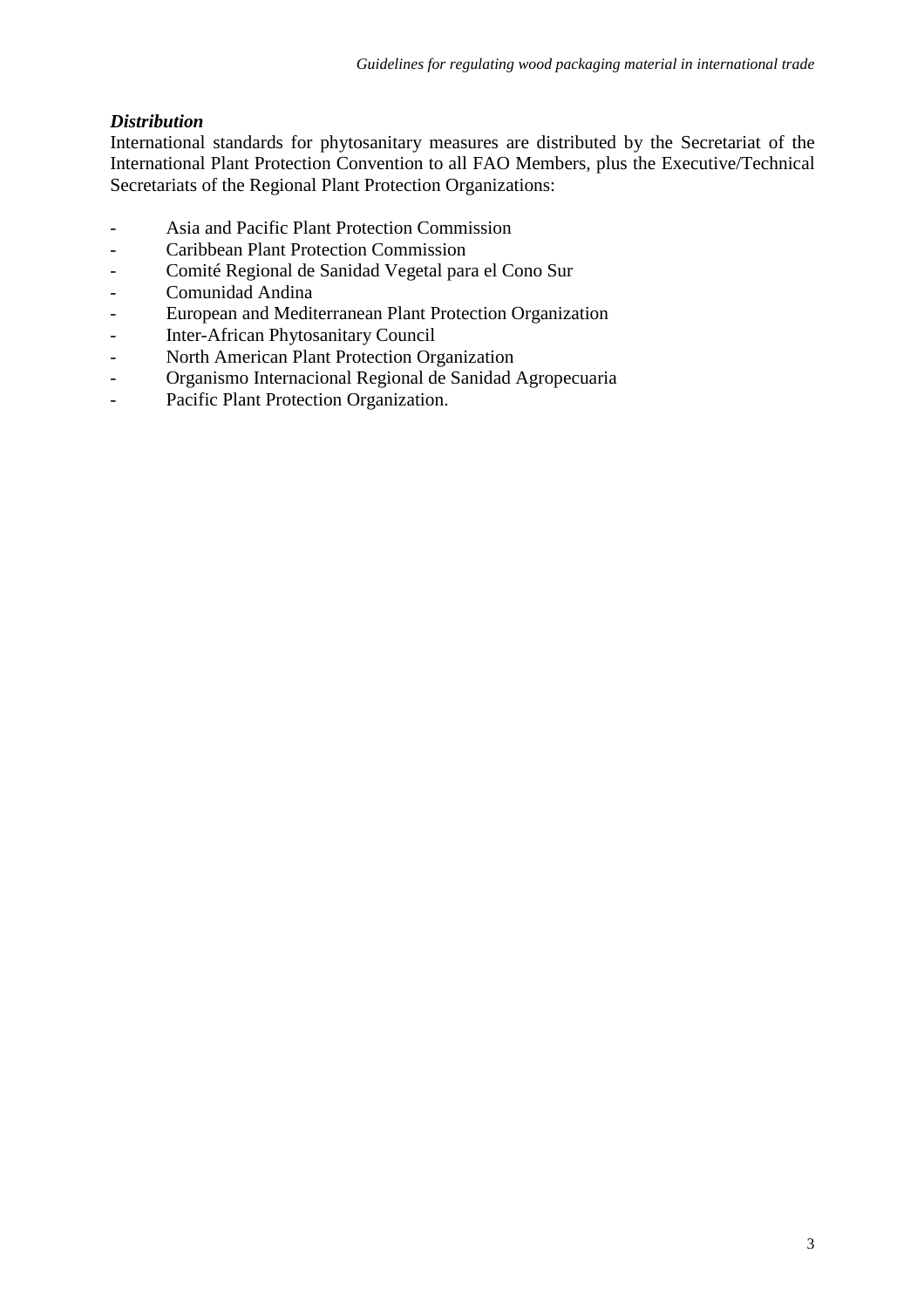### *Distribution*

International standards for phytosanitary measures are distributed by the Secretariat of the International Plant Protection Convention to all FAO Members, plus the Executive/Technical Secretariats of the Regional Plant Protection Organizations:

- Asia and Pacific Plant Protection Commission
- Caribbean Plant Protection Commission
- Comité Regional de Sanidad Vegetal para el Cono Sur
- Comunidad Andina
- European and Mediterranean Plant Protection Organization
- Inter-African Phytosanitary Council
- North American Plant Protection Organization
- Organismo Internacional Regional de Sanidad Agropecuaria
- Pacific Plant Protection Organization.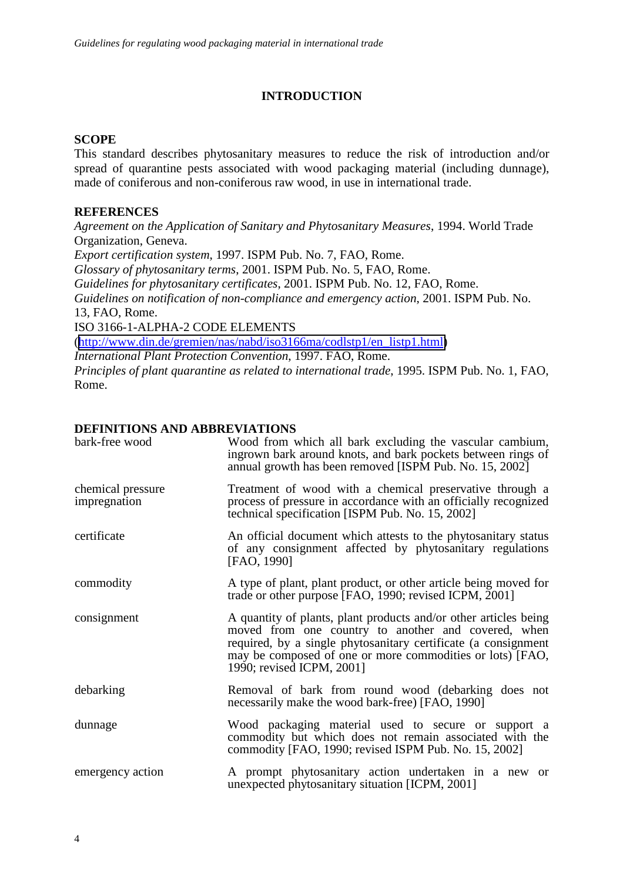# INTRODUCTION

## SCOPE

This standard describes phytosanitary measures to reduce the risk of introduction and/or spread of quarantine pests associated with wood packaging material (including dunnage), made of coniferous and non-coniferous raw wood, in use in international trade.

## REFERENCES

*Agreement on the Application of Sanitary and Phytosanitary Measures*, 1994. World Trade Organization, Geneva.
*Export certification system*, 1997. ISPM Pub. No. 7, FAO, Rome.
*Glossary of phytosanitary terms*, 2001. ISPM Pub. No. 5, FAO, Rome.
*Guidelines for phytosanitary certificates*, 2001. ISPM Pub. No. 12, FAO, Rome.
*Guidelines on notification of non-compliance and emergency action*, 2001. ISPM Pub. No. 13, FAO, Rome.
ISO 3166-1-ALPHA-2 CODE ELEMENTS
(http://www.din.de/gremien/nas/nabd/iso3166ma/codlstp1/en_listp1.html)
*International Plant Protection Convention*, 1997. FAO, Rome.
*Principles of plant quarantine as related to international trade*, 1995. ISPM Pub. No. 1, FAO, Rome.

## DEFINITIONS AND ABBREVIATIONS

| | |
|---|---|
| bark-free wood | Wood from which all bark excluding the vascular cambium, ingrown bark around knots, and bark pockets between rings of annual growth has been removed [ISPM Pub. No. 15, 2002] |
| chemical pressure impregnation | Treatment of wood with a chemical preservative through a process of pressure in accordance with an officially recognized technical specification [ISPM Pub. No. 15, 2002] |
| certificate | An official document which attests to the phytosanitary status of any consignment affected by phytosanitary regulations [FAO, 1990] |
| commodity | A type of plant, plant product, or other article being moved for trade or other purpose [FAO, 1990; revised ICPM, 2001] |
| consignment | A quantity of plants, plant products and/or other articles being moved from one country to another and covered, when required, by a single phytosanitary certificate (a consignment may be composed of one or more commodities or lots) [FAO, 1990; revised ICPM, 2001] |
| debarking | Removal of bark from round wood (debarking does not necessarily make the wood bark-free) [FAO, 1990] |
| dunnage | Wood packaging material used to secure or support a commodity but which does not remain associated with the commodity [FAO, 1990; revised ISPM Pub. No. 15, 2002] |
| emergency action | A prompt phytosanitary action undertaken in a new or unexpected phytosanitary situation [ICPM, 2001] |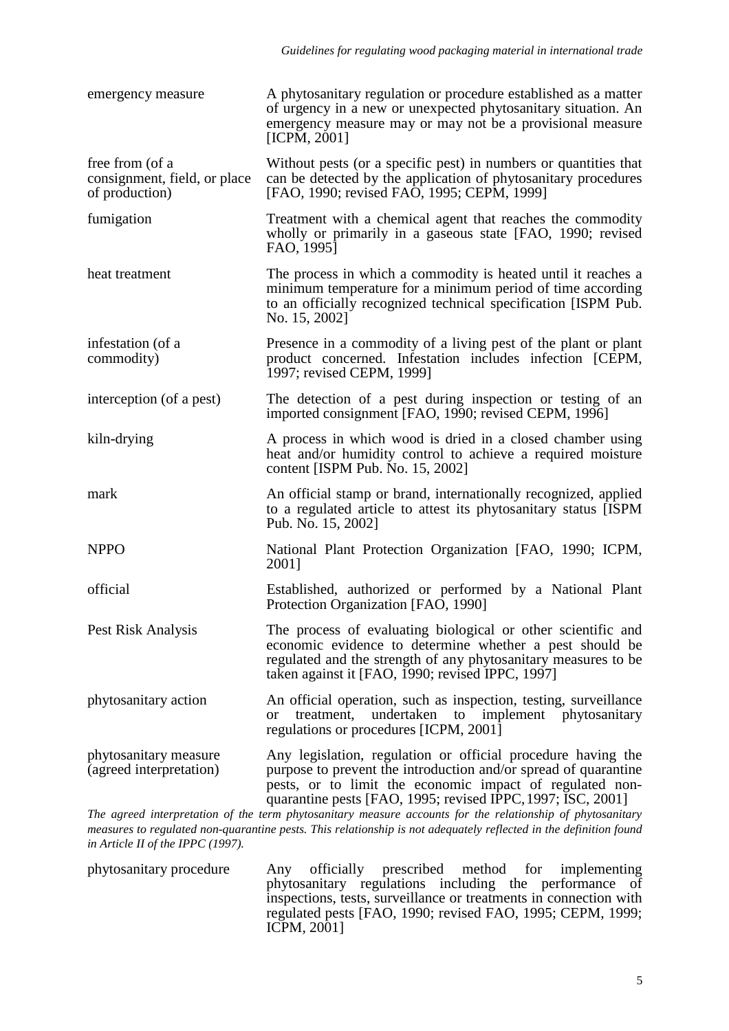| | |
|---|---|
| emergency measure | A phytosanitary regulation or procedure established as a matter of urgency in a new or unexpected phytosanitary situation. An emergency measure may or may not be a provisional measure [ICPM, 2001] |
| free from (of a consignment, field, or place of production) | Without pests (or a specific pest) in numbers or quantities that can be detected by the application of phytosanitary procedures [FAO, 1990; revised FAO, 1995; CEPM, 1999] |
| fumigation | Treatment with a chemical agent that reaches the commodity wholly or primarily in a gaseous state [FAO, 1990; revised FAO, 1995] |
| heat treatment | The process in which a commodity is heated until it reaches a minimum temperature for a minimum period of time according to an officially recognized technical specification [ISPM Pub. No. 15, 2002] |
| infestation (of a commodity) | Presence in a commodity of a living pest of the plant or plant product concerned. Infestation includes infection [CEPM, 1997; revised CEPM, 1999] |
| interception (of a pest) | The detection of a pest during inspection or testing of an imported consignment [FAO, 1990; revised CEPM, 1996] |
| kiln-drying | A process in which wood is dried in a closed chamber using heat and/or humidity control to achieve a required moisture content [ISPM Pub. No. 15, 2002] |
| mark | An official stamp or brand, internationally recognized, applied to a regulated article to attest its phytosanitary status [ISPM Pub. No. 15, 2002] |
| NPPO | National Plant Protection Organization [FAO, 1990; ICPM, 2001] |
| official | Established, authorized or performed by a National Plant Protection Organization [FAO, 1990] |
| Pest Risk Analysis | The process of evaluating biological or other scientific and economic evidence to determine whether a pest should be regulated and the strength of any phytosanitary measures to be taken against it [FAO, 1990; revised IPPC, 1997] |
| phytosanitary action | An official operation, such as inspection, testing, surveillance or treatment, undertaken to implement phytosanitary regulations or procedures [ICPM, 2001] |
| phytosanitary measure (agreed interpretation) | Any legislation, regulation or official procedure having the purpose to prevent the introduction and/or spread of quarantine pests, or to limit the economic impact of regulated non-quarantine pests [FAO, 1995; revised IPPC, 1997; ISC, 2001] |

*The agreed interpretation of the term phytosanitary measure accounts for the relationship of phytosanitary measures to regulated non-quarantine pests. This relationship is not adequately reflected in the definition found in Article II of the IPPC (1997).*

| | |
|---|---|
| phytosanitary procedure | Any officially prescribed method for implementing phytosanitary regulations including the performance of inspections, tests, surveillance or treatments in connection with regulated pests [FAO, 1990; revised FAO, 1995; CEPM, 1999; ICPM, 2001] |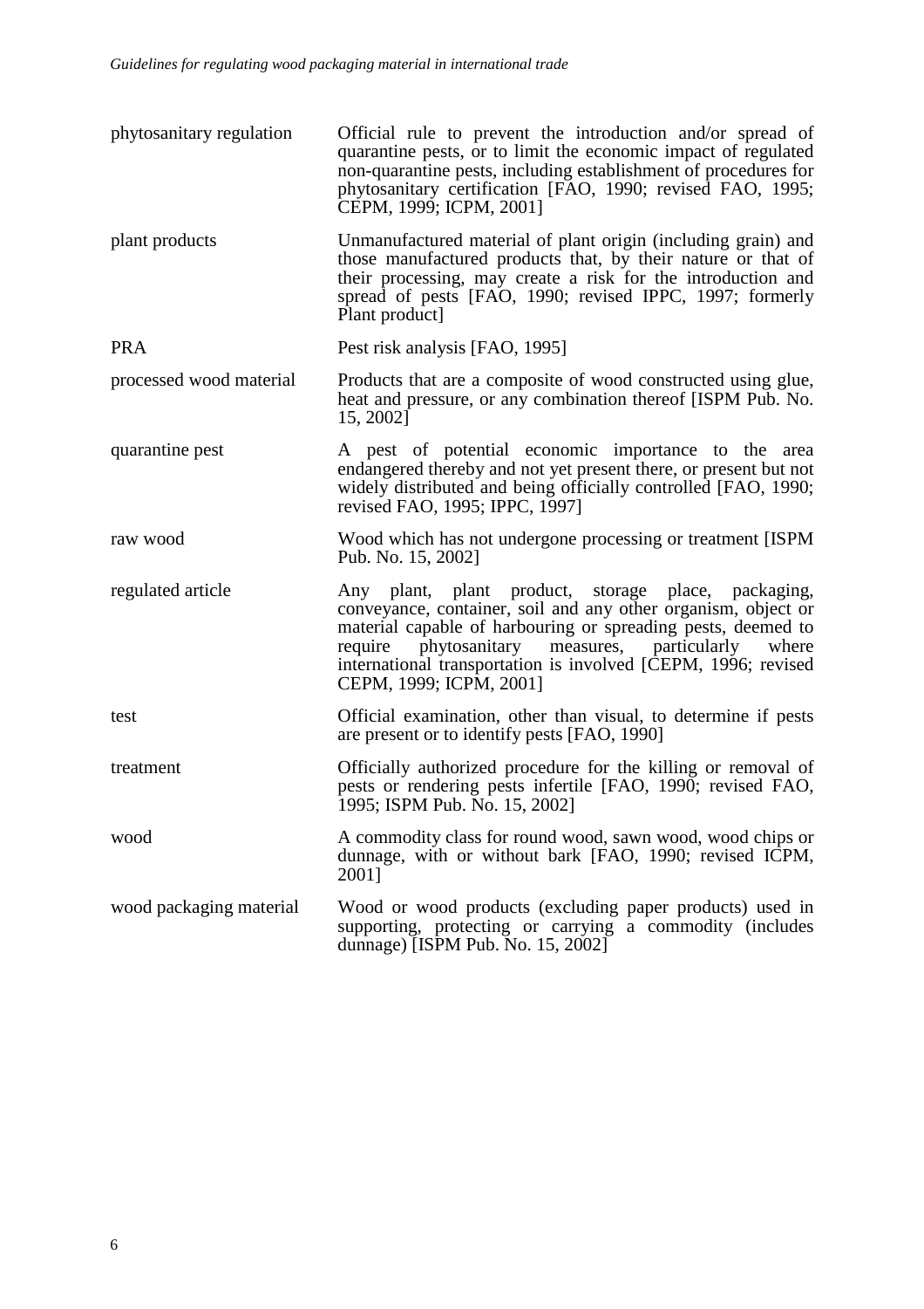| | |
|---|---|
| phytosanitary regulation | Official rule to prevent the introduction and/or spread of quarantine pests, or to limit the economic impact of regulated non-quarantine pests, including establishment of procedures for phytosanitary certification [FAO, 1990; revised FAO, 1995; CEPM, 1999; ICPM, 2001] |
| plant products | Unmanufactured material of plant origin (including grain) and those manufactured products that, by their nature or that of their processing, may create a risk for the introduction and spread of pests [FAO, 1990; revised IPPC, 1997; formerly Plant product] |
| PRA | Pest risk analysis [FAO, 1995] |
| processed wood material | Products that are a composite of wood constructed using glue, heat and pressure, or any combination thereof [ISPM Pub. No. 15, 2002] |
| quarantine pest | A pest of potential economic importance to the area endangered thereby and not yet present there, or present but not widely distributed and being officially controlled [FAO, 1990; revised FAO, 1995; IPPC, 1997] |
| raw wood | Wood which has not undergone processing or treatment [ISPM Pub. No. 15, 2002] |
| regulated article | Any plant, plant product, storage place, packaging, conveyance, container, soil and any other organism, object or material capable of harbouring or spreading pests, deemed to require phytosanitary measures, particularly where international transportation is involved [CEPM, 1996; revised CEPM, 1999; ICPM, 2001] |
| test | Official examination, other than visual, to determine if pests are present or to identify pests [FAO, 1990] |
| treatment | Officially authorized procedure for the killing or removal of pests or rendering pests infertile [FAO, 1990; revised FAO, 1995; ISPM Pub. No. 15, 2002] |
| wood | A commodity class for round wood, sawn wood, wood chips or dunnage, with or without bark [FAO, 1990; revised ICPM, 2001] |
| wood packaging material | Wood or wood products (excluding paper products) used in supporting, protecting or carrying a commodity (includes dunnage) [ISPM Pub. No. 15, 2002] |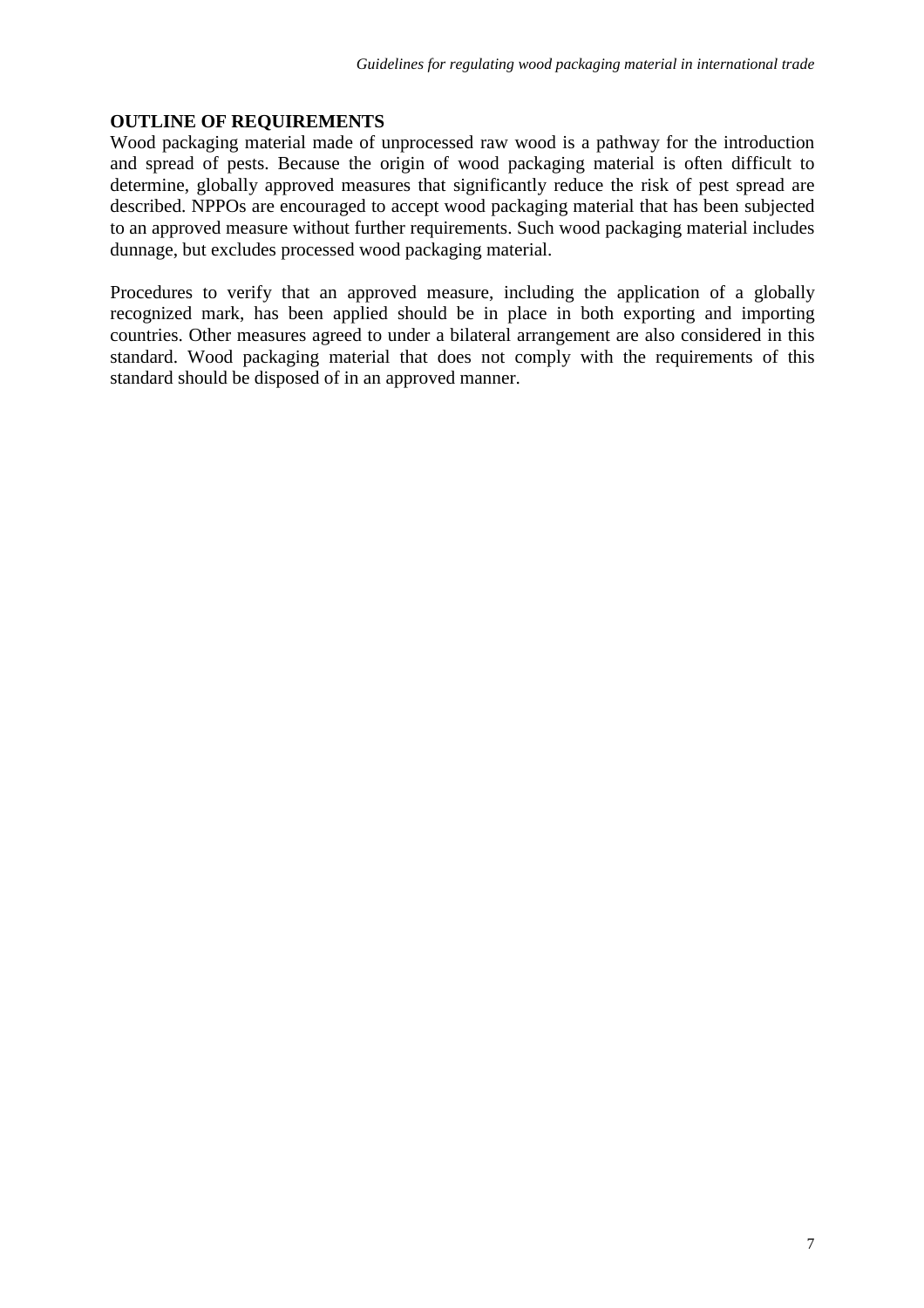## OUTLINE OF REQUIREMENTS

Wood packaging material made of unprocessed raw wood is a pathway for the introduction and spread of pests. Because the origin of wood packaging material is often difficult to determine, globally approved measures that significantly reduce the risk of pest spread are described. NPPOs are encouraged to accept wood packaging material that has been subjected to an approved measure without further requirements. Such wood packaging material includes dunnage, but excludes processed wood packaging material.

Procedures to verify that an approved measure, including the application of a globally recognized mark, has been applied should be in place in both exporting and importing countries. Other measures agreed to under a bilateral arrangement are also considered in this standard. Wood packaging material that does not comply with the requirements of this standard should be disposed of in an approved manner.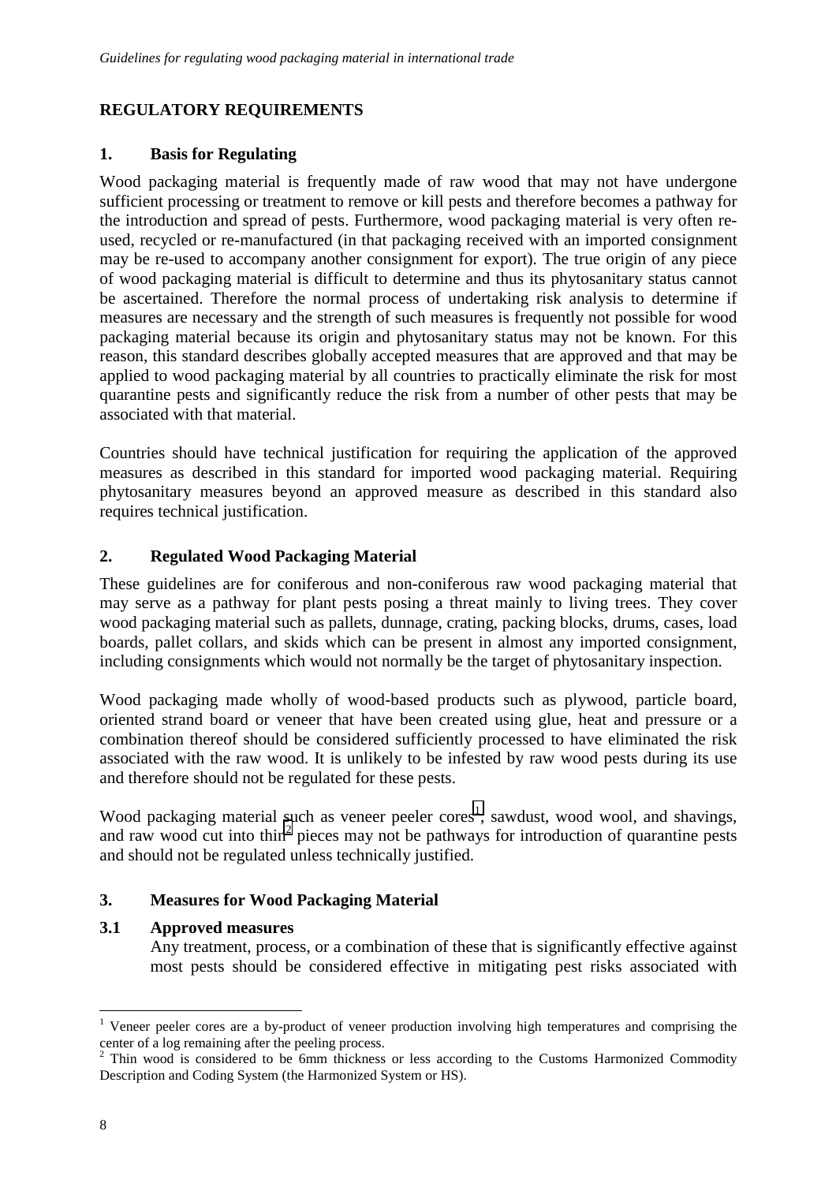## REGULATORY REQUIREMENTS

### 1. Basis for Regulating

Wood packaging material is frequently made of raw wood that may not have undergone sufficient processing or treatment to remove or kill pests and therefore becomes a pathway for the introduction and spread of pests. Furthermore, wood packaging material is very often re-used, recycled or re-manufactured (in that packaging received with an imported consignment may be re-used to accompany another consignment for export). The true origin of any piece of wood packaging material is difficult to determine and thus its phytosanitary status cannot be ascertained. Therefore the normal process of undertaking risk analysis to determine if measures are necessary and the strength of such measures is frequently not possible for wood packaging material because its origin and phytosanitary status may not be known. For this reason, this standard describes globally accepted measures that are approved and that may be applied to wood packaging material by all countries to practically eliminate the risk for most quarantine pests and significantly reduce the risk from a number of other pests that may be associated with that material.

Countries should have technical justification for requiring the application of the approved measures as described in this standard for imported wood packaging material. Requiring phytosanitary measures beyond an approved measure as described in this standard also requires technical justification.

### 2. Regulated Wood Packaging Material

These guidelines are for coniferous and non-coniferous raw wood packaging material that may serve as a pathway for plant pests posing a threat mainly to living trees. They cover wood packaging material such as pallets, dunnage, crating, packing blocks, drums, cases, load boards, pallet collars, and skids which can be present in almost any imported consignment, including consignments which would not normally be the target of phytosanitary inspection.

Wood packaging made wholly of wood-based products such as plywood, particle board, oriented strand board or veneer that have been created using glue, heat and pressure or a combination thereof should be considered sufficiently processed to have eliminated the risk associated with the raw wood. It is unlikely to be infested by raw wood pests during its use and therefore should not be regulated for these pests.

Wood packaging material such as veneer peeler cores[1], sawdust, wood wool, and shavings, and raw wood cut into thin[2] pieces may not be pathways for introduction of quarantine pests and should not be regulated unless technically justified.

### 3. Measures for Wood Packaging Material

#### 3.1 Approved measures

Any treatment, process, or a combination of these that is significantly effective against most pests should be considered effective in mitigating pest risks associated with

---

[1] Veneer peeler cores are a by-product of veneer production involving high temperatures and comprising the center of a log remaining after the peeling process.

[2] Thin wood is considered to be 6mm thickness or less according to the Customs Harmonized Commodity Description and Coding System (the Harmonized System or HS).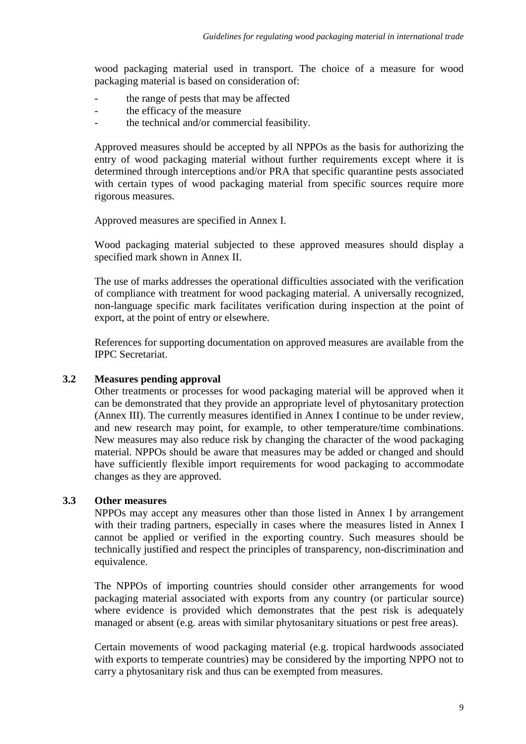wood packaging material used in transport. The choice of a measure for wood packaging material is based on consideration of:

- the range of pests that may be affected
- the efficacy of the measure
- the technical and/or commercial feasibility.

Approved measures should be accepted by all NPPOs as the basis for authorizing the entry of wood packaging material without further requirements except where it is determined through interceptions and/or PRA that specific quarantine pests associated with certain types of wood packaging material from specific sources require more rigorous measures.

Approved measures are specified in Annex I.

Wood packaging material subjected to these approved measures should display a specified mark shown in Annex II.

The use of marks addresses the operational difficulties associated with the verification of compliance with treatment for wood packaging material. A universally recognized, non-language specific mark facilitates verification during inspection at the point of export, at the point of entry or elsewhere.

References for supporting documentation on approved measures are available from the IPPC Secretariat.

### 3.2 Measures pending approval

Other treatments or processes for wood packaging material will be approved when it can be demonstrated that they provide an appropriate level of phytosanitary protection (Annex III). The currently measures identified in Annex I continue to be under review, and new research may point, for example, to other temperature/time combinations. New measures may also reduce risk by changing the character of the wood packaging material. NPPOs should be aware that measures may be added or changed and should have sufficiently flexible import requirements for wood packaging to accommodate changes as they are approved.

### 3.3 Other measures

NPPOs may accept any measures other than those listed in Annex I by arrangement with their trading partners, especially in cases where the measures listed in Annex I cannot be applied or verified in the exporting country. Such measures should be technically justified and respect the principles of transparency, non-discrimination and equivalence.

The NPPOs of importing countries should consider other arrangements for wood packaging material associated with exports from any country (or particular source) where evidence is provided which demonstrates that the pest risk is adequately managed or absent (e.g. areas with similar phytosanitary situations or pest free areas).

Certain movements of wood packaging material (e.g. tropical hardwoods associated with exports to temperate countries) may be considered by the importing NPPO not to carry a phytosanitary risk and thus can be exempted from measures.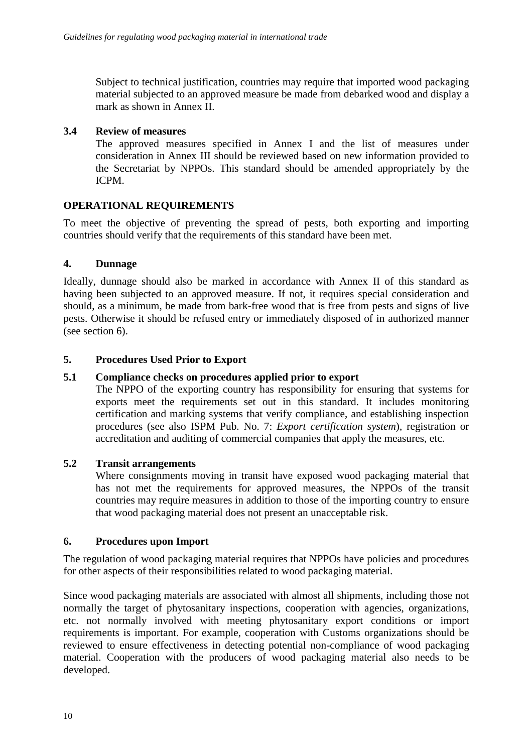Subject to technical justification, countries may require that imported wood packaging material subjected to an approved measure be made from debarked wood and display a mark as shown in Annex II.

### 3.4 Review of measures

The approved measures specified in Annex I and the list of measures under consideration in Annex III should be reviewed based on new information provided to the Secretariat by NPPOs. This standard should be amended appropriately by the ICPM.

## OPERATIONAL REQUIREMENTS

To meet the objective of preventing the spread of pests, both exporting and importing countries should verify that the requirements of this standard have been met.

## 4. Dunnage

Ideally, dunnage should also be marked in accordance with Annex II of this standard as having been subjected to an approved measure. If not, it requires special consideration and should, as a minimum, be made from bark-free wood that is free from pests and signs of live pests. Otherwise it should be refused entry or immediately disposed of in authorized manner (see section 6).

## 5. Procedures Used Prior to Export

### 5.1 Compliance checks on procedures applied prior to export

The NPPO of the exporting country has responsibility for ensuring that systems for exports meet the requirements set out in this standard. It includes monitoring certification and marking systems that verify compliance, and establishing inspection procedures (see also ISPM Pub. No. 7: *Export certification system*), registration or accreditation and auditing of commercial companies that apply the measures, etc.

### 5.2 Transit arrangements

Where consignments moving in transit have exposed wood packaging material that has not met the requirements for approved measures, the NPPOs of the transit countries may require measures in addition to those of the importing country to ensure that wood packaging material does not present an unacceptable risk.

## 6. Procedures upon Import

The regulation of wood packaging material requires that NPPOs have policies and procedures for other aspects of their responsibilities related to wood packaging material.

Since wood packaging materials are associated with almost all shipments, including those not normally the target of phytosanitary inspections, cooperation with agencies, organizations, etc. not normally involved with meeting phytosanitary export conditions or import requirements is important. For example, cooperation with Customs organizations should be reviewed to ensure effectiveness in detecting potential non-compliance of wood packaging material. Cooperation with the producers of wood packaging material also needs to be developed.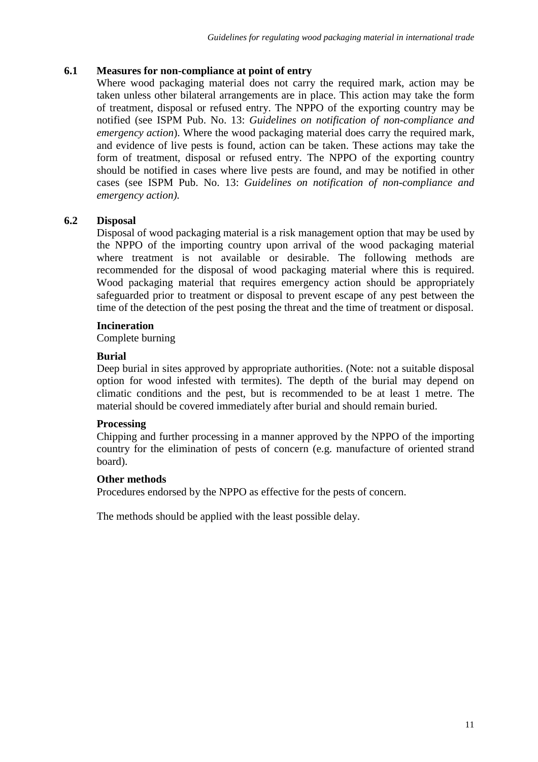### 6.1 Measures for non-compliance at point of entry

Where wood packaging material does not carry the required mark, action may be taken unless other bilateral arrangements are in place. This action may take the form of treatment, disposal or refused entry. The NPPO of the exporting country may be notified (see ISPM Pub. No. 13: *Guidelines on notification of non-compliance and emergency action*). Where the wood packaging material does carry the required mark, and evidence of live pests is found, action can be taken. These actions may take the form of treatment, disposal or refused entry. The NPPO of the exporting country should be notified in cases where live pests are found, and may be notified in other cases (see ISPM Pub. No. 13: *Guidelines on notification of non-compliance and emergency action).*

### 6.2 Disposal

Disposal of wood packaging material is a risk management option that may be used by the NPPO of the importing country upon arrival of the wood packaging material where treatment is not available or desirable. The following methods are recommended for the disposal of wood packaging material where this is required. Wood packaging material that requires emergency action should be appropriately safeguarded prior to treatment or disposal to prevent escape of any pest between the time of the detection of the pest posing the threat and the time of treatment or disposal.

**Incineration**

Complete burning

**Burial**

Deep burial in sites approved by appropriate authorities. (Note: not a suitable disposal option for wood infested with termites). The depth of the burial may depend on climatic conditions and the pest, but is recommended to be at least 1 metre. The material should be covered immediately after burial and should remain buried.

**Processing**

Chipping and further processing in a manner approved by the NPPO of the importing country for the elimination of pests of concern (e.g. manufacture of oriented strand board).

**Other methods**

Procedures endorsed by the NPPO as effective for the pests of concern.

The methods should be applied with the least possible delay.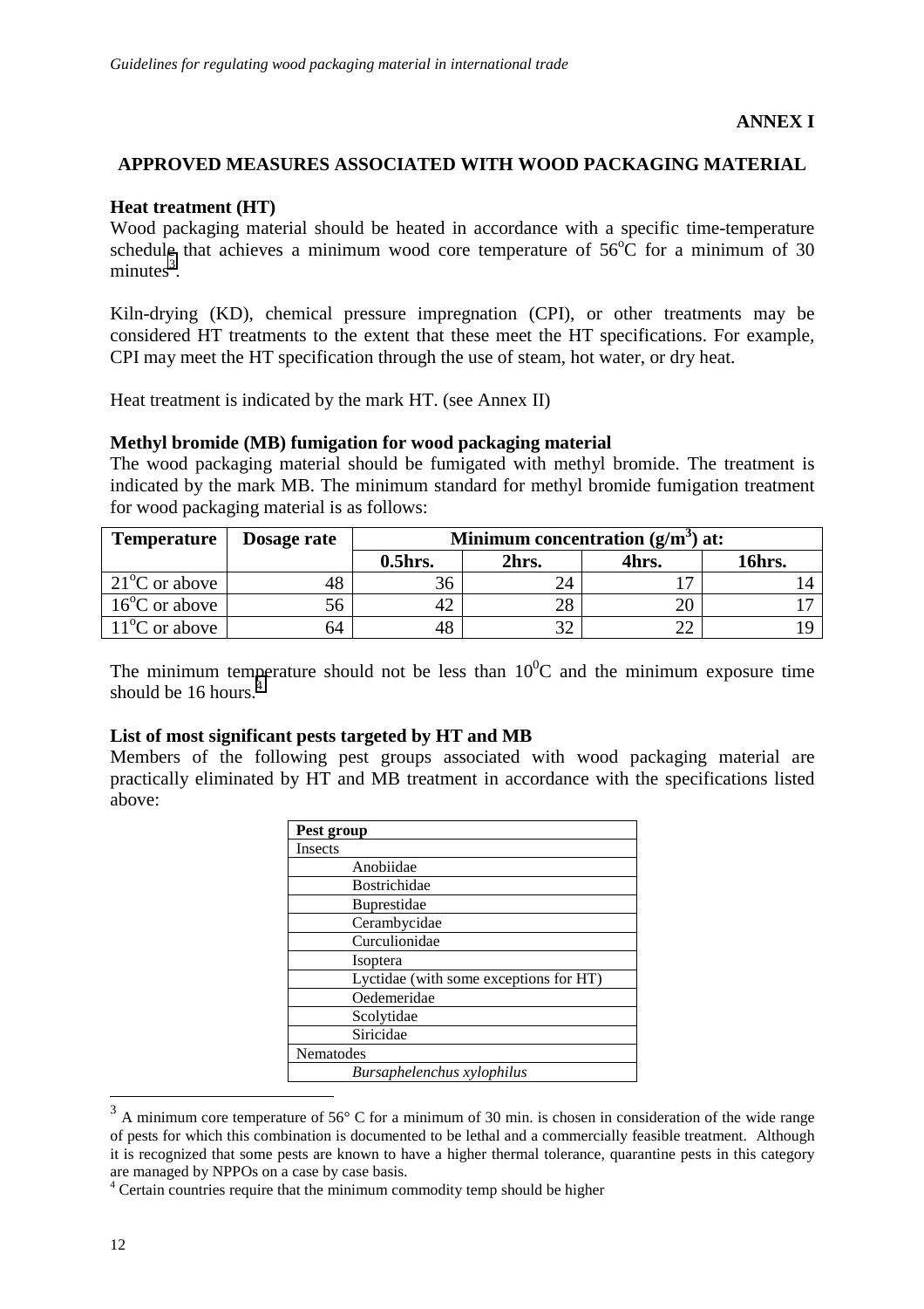**ANNEX I**

## APPROVED MEASURES ASSOCIATED WITH WOOD PACKAGING MATERIAL

**Heat treatment (HT)**

Wood packaging material should be heated in accordance with a specific time-temperature schedule that achieves a minimum wood core temperature of 56°C for a minimum of 30 minutes[3].

Kiln-drying (KD), chemical pressure impregnation (CPI), or other treatments may be considered HT treatments to the extent that these meet the HT specifications. For example, CPI may meet the HT specification through the use of steam, hot water, or dry heat.

Heat treatment is indicated by the mark HT. (see Annex II)

**Methyl bromide (MB) fumigation for wood packaging material**

The wood packaging material should be fumigated with methyl bromide. The treatment is indicated by the mark MB. The minimum standard for methyl bromide fumigation treatment for wood packaging material is as follows:

| Temperature | Dosage rate | Minimum concentration ($g/m^3$) at: | | | |
|---|---|---|---|---|---|
| | | 0.5hrs. | 2hrs. | 4hrs. | 16hrs. |
| 21°C or above | 48 | 36 | 24 | 17 | 14 |
| 16°C or above | 56 | 42 | 28 | 20 | 17 |
| 11°C or above | 64 | 48 | 32 | 22 | 19 |

The minimum temperature should not be less than 10°C and the minimum exposure time should be 16 hours.[4]

**List of most significant pests targeted by HT and MB**

Members of the following pest groups associated with wood packaging material are practically eliminated by HT and MB treatment in accordance with the specifications listed above:

| Pest group |
|---|
| Insects |
| Anobiidae |
| Bostrichidae |
| Buprestidae |
| Cerambycidae |
| Curculionidae |
| Isoptera |
| Lyctidae (with some exceptions for HT) |
| Oedemeridae |
| Scolytidae |
| Siricidae |
| Nematodes |
| *Bursaphelenchus xylophilus* |

---

[3] A minimum core temperature of 56° C for a minimum of 30 min. is chosen in consideration of the wide range of pests for which this combination is documented to be lethal and a commercially feasible treatment. Although it is recognized that some pests are known to have a higher thermal tolerance, quarantine pests in this category are managed by NPPOs on a case by case basis.

[4] Certain countries require that the minimum commodity temp should be higher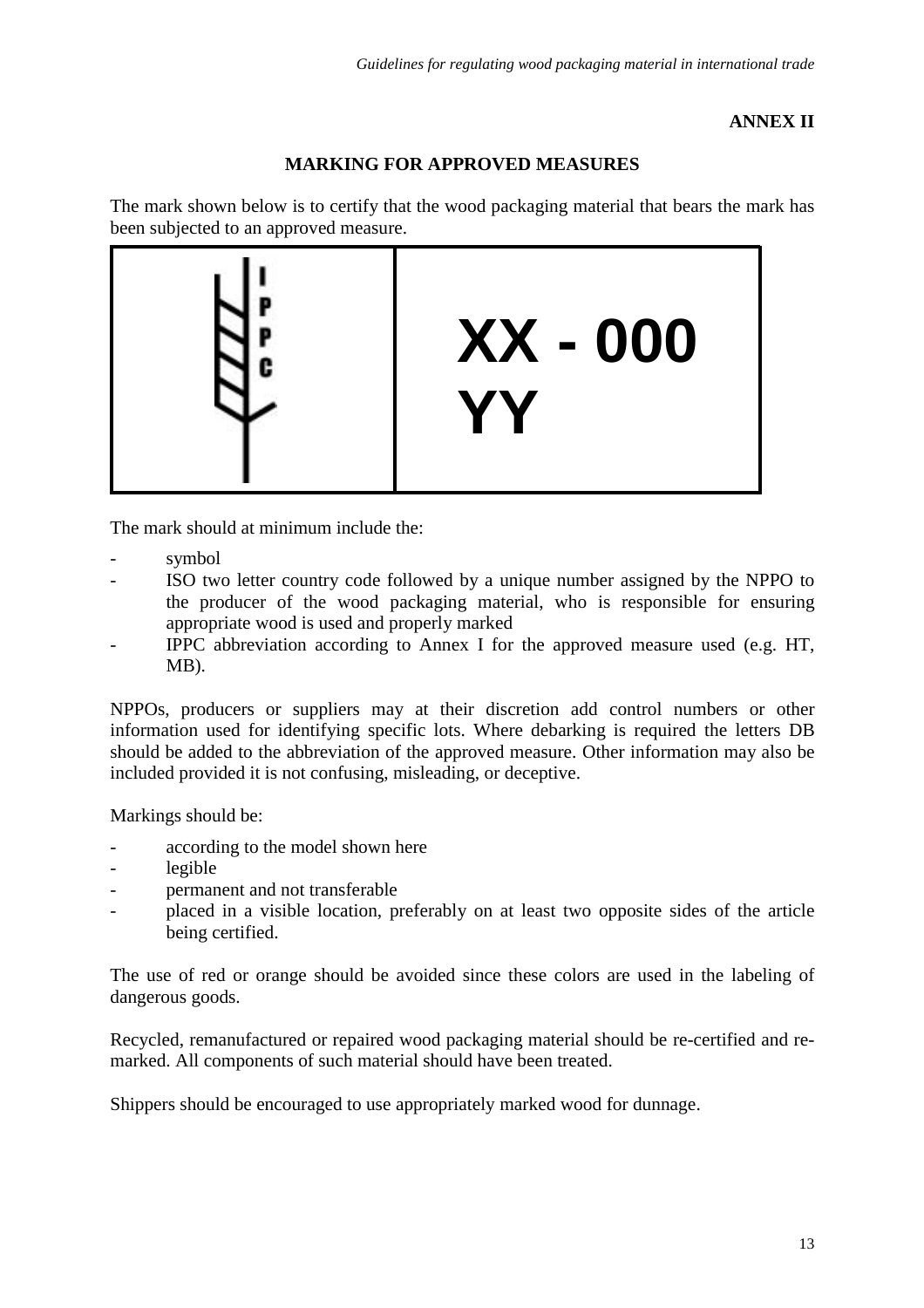**ANNEX II**

## MARKING FOR APPROVED MEASURES

The mark shown below is to certify that the wood packaging material that bears the mark has been subjected to an approved measure.

| IPPC | XX - 000<br>YY |
|---|---|

The mark should at minimum include the:

- symbol
- ISO two letter country code followed by a unique number assigned by the NPPO to the producer of the wood packaging material, who is responsible for ensuring appropriate wood is used and properly marked
- IPPC abbreviation according to Annex I for the approved measure used (e.g. HT, MB).

NPPOs, producers or suppliers may at their discretion add control numbers or other information used for identifying specific lots. Where debarking is required the letters DB should be added to the abbreviation of the approved measure. Other information may also be included provided it is not confusing, misleading, or deceptive.

Markings should be:

- according to the model shown here
- legible
- permanent and not transferable
- placed in a visible location, preferably on at least two opposite sides of the article being certified.

The use of red or orange should be avoided since these colors are used in the labeling of dangerous goods.

Recycled, remanufactured or repaired wood packaging material should be re-certified and re-marked. All components of such material should have been treated.

Shippers should be encouraged to use appropriately marked wood for dunnage.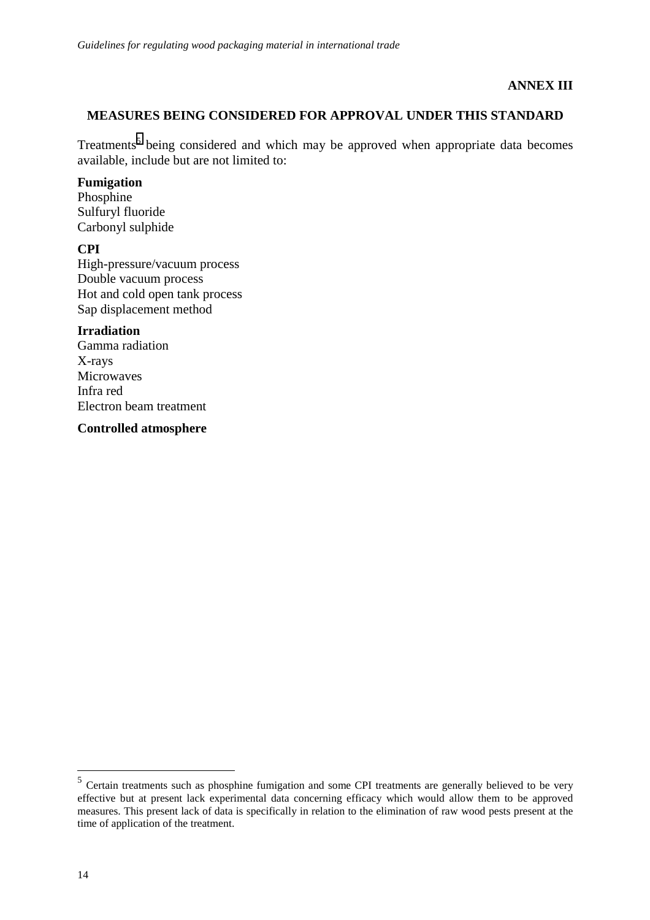## ANNEX III

## MEASURES BEING CONSIDERED FOR APPROVAL UNDER THIS STANDARD

Treatments[5] being considered and which may be approved when appropriate data becomes available, include but are not limited to:

**Fumigation**
Phosphine
Sulfuryl fluoride
Carbonyl sulphide

**CPI**
High-pressure/vacuum process
Double vacuum process
Hot and cold open tank process
Sap displacement method

**Irradiation**
Gamma radiation
X-rays
Microwaves
Infra red
Electron beam treatment

**Controlled atmosphere**

---

[5] Certain treatments such as phosphine fumigation and some CPI treatments are generally believed to be very effective but at present lack experimental data concerning efficacy which would allow them to be approved measures. This present lack of data is specifically in relation to the elimination of raw wood pests present at the time of application of the treatment.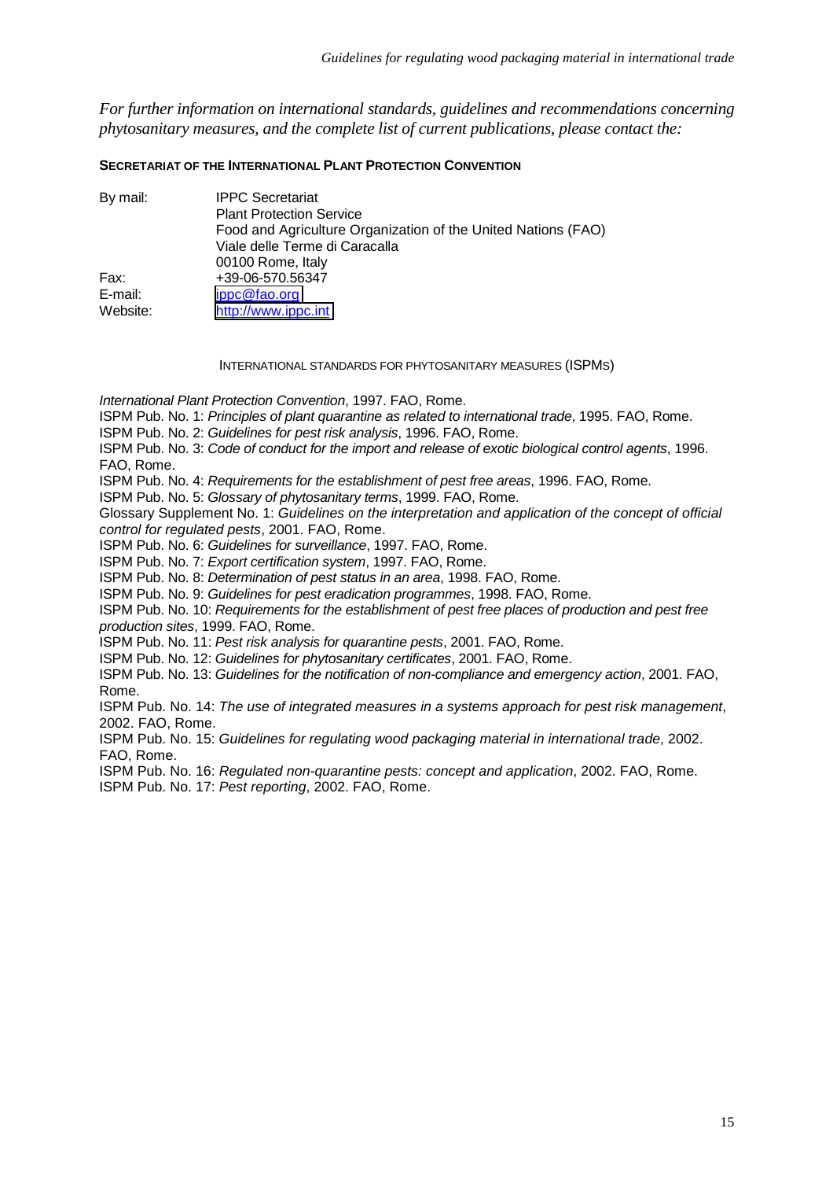*For further information on international standards, guidelines and recommendations concerning phytosanitary measures, and the complete list of current publications, please contact the:*

**SECRETARIAT OF THE INTERNATIONAL PLANT PROTECTION CONVENTION**

| | |
|---|---|
| By mail: | IPPC Secretariat<br>Plant Protection Service<br>Food and Agriculture Organization of the United Nations (FAO)<br>Viale delle Terme di Caracalla<br>00100 Rome, Italy |
| Fax: | +39-06-570.56347 |
| E-mail: | ippc@fao.org |
| Website: | http://www.ippc.int |

INTERNATIONAL STANDARDS FOR PHYTOSANITARY MEASURES (ISPMS)

*International Plant Protection Convention*, 1997. FAO, Rome.

ISPM Pub. No. 1: *Principles of plant quarantine as related to international trade*, 1995. FAO, Rome.

ISPM Pub. No. 2: *Guidelines for pest risk analysis*, 1996. FAO, Rome.

ISPM Pub. No. 3: *Code of conduct for the import and release of exotic biological control agents*, 1996. FAO, Rome.

ISPM Pub. No. 4: *Requirements for the establishment of pest free areas*, 1996. FAO, Rome.

ISPM Pub. No. 5: *Glossary of phytosanitary terms*, 1999. FAO, Rome.

Glossary Supplement No. 1: *Guidelines on the interpretation and application of the concept of official control for regulated pests*, 2001. FAO, Rome.

ISPM Pub. No. 6: *Guidelines for surveillance*, 1997. FAO, Rome.

ISPM Pub. No. 7: *Export certification system*, 1997. FAO, Rome.

ISPM Pub. No. 8: *Determination of pest status in an area*, 1998. FAO, Rome.

ISPM Pub. No. 9: *Guidelines for pest eradication programmes*, 1998. FAO, Rome.

ISPM Pub. No. 10: *Requirements for the establishment of pest free places of production and pest free production sites*, 1999. FAO, Rome.

ISPM Pub. No. 11: *Pest risk analysis for quarantine pests*, 2001. FAO, Rome.

ISPM Pub. No. 12: *Guidelines for phytosanitary certificates*, 2001. FAO, Rome.

ISPM Pub. No. 13: *Guidelines for the notification of non-compliance and emergency action*, 2001. FAO, Rome.

ISPM Pub. No. 14: *The use of integrated measures in a systems approach for pest risk management*, 2002. FAO, Rome.

ISPM Pub. No. 15: *Guidelines for regulating wood packaging material in international trade*, 2002. FAO, Rome.

ISPM Pub. No. 16: *Regulated non-quarantine pests: concept and application*, 2002. FAO, Rome.

ISPM Pub. No. 17: *Pest reporting*, 2002. FAO, Rome.